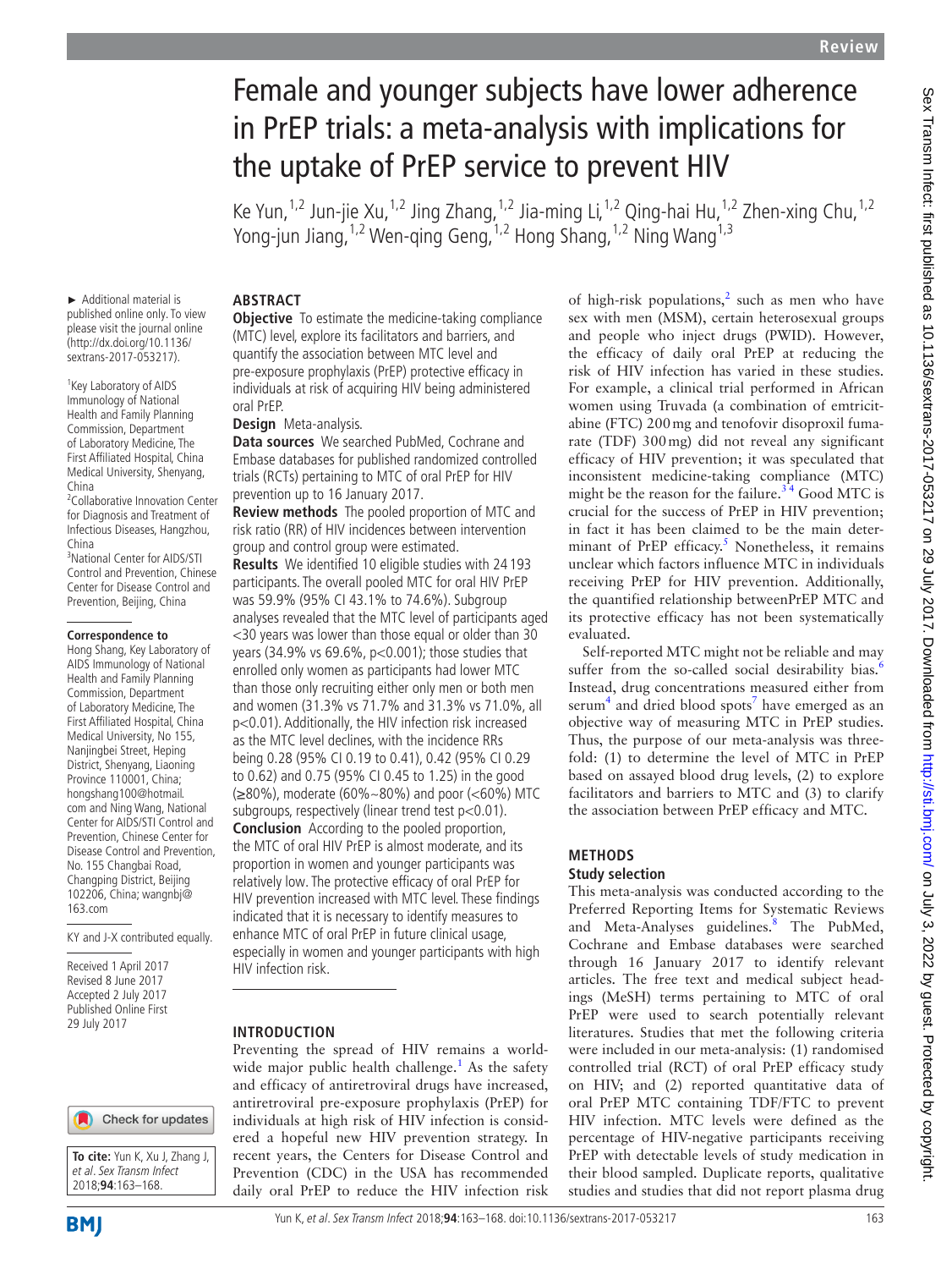# Female and younger subjects have lower adherence in PrEP trials: a meta-analysis with implications for the uptake of PrEP service to prevent HIV

Ke Yun,[1,2] Jun-jie Xu,[1,2] Jing Zhang,[1,2] Jia-ming Li,[1,2] Qing-hai Hu,[1,2] Zhen-xing Chu,[1,2] Yong-jun Jiang,[1,2] Wen-qing Geng,[1,2] Hong Shang,[1,2] Ning Wang[1,3]

► Additional material is published online only. To view please visit the journal online (http://dx.doi.org/10.1136/sextrans-2017-053217).

[1]Key Laboratory of AIDS Immunology of National Health and Family Planning Commission, Department of Laboratory Medicine, The First Affiliated Hospital, China Medical University, Shenyang, China
[2]Collaborative Innovation Center for Diagnosis and Treatment of Infectious Diseases, Hangzhou, China
[3]National Center for AIDS/STI Control and Prevention, Chinese Center for Disease Control and Prevention, Beijing, China

**Correspondence to**
Hong Shang, Key Laboratory of AIDS Immunology of National Health and Family Planning Commission, Department of Laboratory Medicine, The First Affiliated Hospital, China Medical University, No 155, Nanjingbei Street, Heping District, Shenyang, Liaoning Province 110001, China; hongshang100@hotmail.com and Ning Wang, National Center for AIDS/STI Control and Prevention, Chinese Center for Disease Control and Prevention, No. 155 Changbai Road, Changping District, Beijing 102206, China; wangnbj@163.com

KY and J-X contributed equally.

Received 1 April 2017
Revised 8 June 2017
Accepted 2 July 2017
Published Online First 29 July 2017

**To cite:** Yun K, Xu J, Zhang J, *et al. Sex Transm Infect* 2018;**94**:163–168.

## ABSTRACT

**Objective** To estimate the medicine-taking compliance (MTC) level, explore its facilitators and barriers, and quantify the association between MTC level and pre-exposure prophylaxis (PrEP) protective efficacy in individuals at risk of acquiring HIV being administered oral PrEP.

**Design** Meta-analysis.

**Data sources** We searched PubMed, Cochrane and Embase databases for published randomized controlled trials (RCTs) pertaining to MTC of oral PrEP for HIV prevention up to 16 January 2017.

**Review methods** The pooled proportion of MTC and risk ratio (RR) of HIV incidences between intervention group and control group were estimated.

**Results** We identified 10 eligible studies with 24 193 participants. The overall pooled MTC for oral HIV PrEP was 59.9% (95% CI 43.1% to 74.6%). Subgroup analyses revealed that the MTC level of participants aged <30 years was lower than those equal or older than 30 years (34.9% vs 69.6%, p<0.001); those studies that enrolled only women as participants had lower MTC than those only recruiting either only men or both men and women (31.3% vs 71.7% and 31.3% vs 71.0%, all p<0.01). Additionally, the HIV infection risk increased as the MTC level declines, with the incidence RRs being 0.28 (95% CI 0.19 to 0.41), 0.42 (95% CI 0.29 to 0.62) and 0.75 (95% CI 0.45 to 1.25) in the good (≥80%), moderate (60%~80%) and poor (<60%) MTC subgroups, respectively (linear trend test p<0.01).

**Conclusion** According to the pooled proportion, the MTC of oral HIV PrEP is almost moderate, and its proportion in women and younger participants was relatively low. The protective efficacy of oral PrEP for HIV prevention increased with MTC level. These findings indicated that it is necessary to identify measures to enhance MTC of oral PrEP in future clinical usage, especially in women and younger participants with high HIV infection risk.

## INTRODUCTION

Preventing the spread of HIV remains a worldwide major public health challenge.[1] As the safety and efficacy of antiretroviral drugs have increased, antiretroviral pre-exposure prophylaxis (PrEP) for individuals at high risk of HIV infection is considered a hopeful new HIV prevention strategy. In recent years, the Centers for Disease Control and Prevention (CDC) in the USA has recommended daily oral PrEP to reduce the HIV infection risk of high-risk populations,[2] such as men who have sex with men (MSM), certain heterosexual groups and people who inject drugs (PWID). However, the efficacy of daily oral PrEP at reducing the risk of HIV infection has varied in these studies. For example, a clinical trial performed in African women using Truvada (a combination of emtricitabine (FTC) 200 mg and tenofovir disoproxil fumarate (TDF) 300 mg) did not reveal any significant efficacy of HIV prevention; it was speculated that inconsistent medicine-taking compliance (MTC) might be the reason for the failure.[3,4] Good MTC is crucial for the success of PrEP in HIV prevention; in fact it has been claimed to be the main determinant of PrEP efficacy.[5] Nonetheless, it remains unclear which factors influence MTC in individuals receiving PrEP for HIV prevention. Additionally, the quantified relationship betweenPrEP MTC and its protective efficacy has not been systematically evaluated.

Self-reported MTC might not be reliable and may suffer from the so-called social desirability bias.[6] Instead, drug concentrations measured either from serum[4] and dried blood spots[7] have emerged as an objective way of measuring MTC in PrEP studies. Thus, the purpose of our meta-analysis was threefold: (1) to determine the level of MTC in PrEP based on assayed blood drug levels, (2) to explore facilitators and barriers to MTC and (3) to clarify the association between PrEP efficacy and MTC.

## METHODS

### Study selection

This meta-analysis was conducted according to the Preferred Reporting Items for Systematic Reviews and Meta-Analyses guidelines.[8] The PubMed, Cochrane and Embase databases were searched through 16 January 2017 to identify relevant articles. The free text and medical subject headings (MeSH) terms pertaining to MTC of oral PrEP were used to search potentially relevant literatures. Studies that met the following criteria were included in our meta-analysis: (1) randomised controlled trial (RCT) of oral PrEP efficacy study on HIV; and (2) reported quantitative data of oral PrEP MTC containing TDF/FTC to prevent HIV infection. MTC levels were defined as the percentage of HIV-negative participants receiving PrEP with detectable levels of study medication in their blood sampled. Duplicate reports, qualitative studies and studies that did not report plasma drug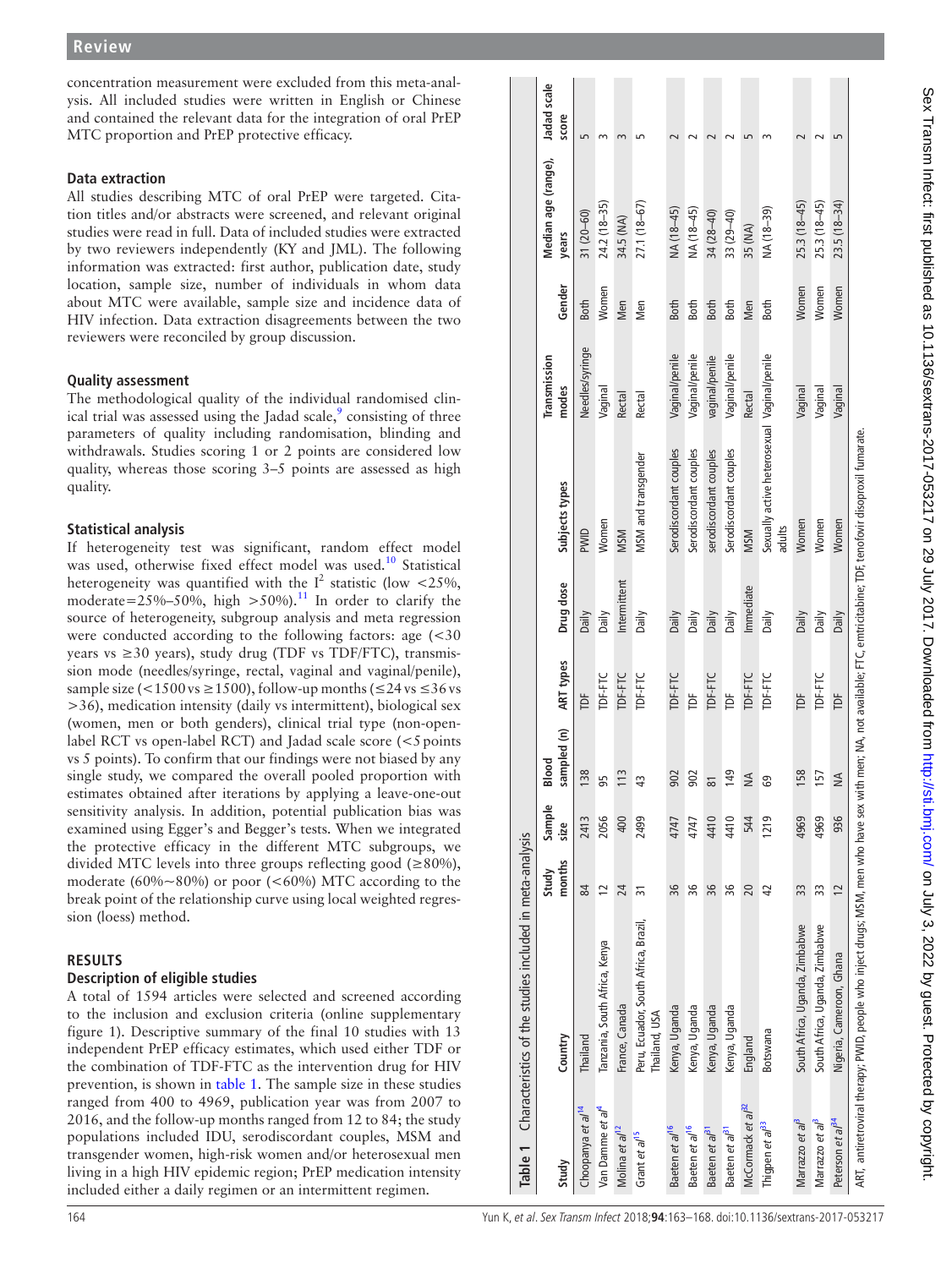concentration measurement were excluded from this meta-analysis. All included studies were written in English or Chinese and contained the relevant data for the integration of oral PrEP MTC proportion and PrEP protective efficacy.

### Data extraction

All studies describing MTC of oral PrEP were targeted. Citation titles and/or abstracts were screened, and relevant original studies were read in full. Data of included studies were extracted by two reviewers independently (KY and JML). The following information was extracted: first author, publication date, study location, sample size, number of individuals in whom data about MTC were available, sample size and incidence data of HIV infection. Data extraction disagreements between the two reviewers were reconciled by group discussion.

### Quality assessment

The methodological quality of the individual randomised clinical trial was assessed using the Jadad scale,[9] consisting of three parameters of quality including randomisation, blinding and withdrawals. Studies scoring 1 or 2 points are considered low quality, whereas those scoring 3–5 points are assessed as high quality.

### Statistical analysis

If heterogeneity test was significant, random effect model was used, otherwise fixed effect model was used.[10] Statistical heterogeneity was quantified with the $I^2$ statistic (low <25%, moderate=25%–50%, high >50%).[11] In order to clarify the source of heterogeneity, subgroup analysis and meta regression were conducted according to the following factors: age (<30 years vs ≥30 years), study drug (TDF vs TDF/FTC), transmission mode (needles/syringe, rectal, vaginal and vaginal/penile), sample size (<1500 vs ≥1500), follow-up months (≤24 vs ≤36 vs >36), medication intensity (daily vs intermittent), biological sex (women, men or both genders), clinical trial type (non-open-label RCT vs open-label RCT) and Jadad scale score (<5 points vs 5 points). To confirm that our findings were not biased by any single study, we compared the overall pooled proportion with estimates obtained after iterations by applying a leave-one-out sensitivity analysis. In addition, potential publication bias was examined using Egger's and Begger's tests. When we integrated the protective efficacy in the different MTC subgroups, we divided MTC levels into three groups reflecting good (≥80%), moderate (60%~80%) or poor (<60%) MTC according to the break point of the relationship curve using local weighted regression (loess) method.

## RESULTS

### Description of eligible studies

A total of 1594 articles were selected and screened according to the inclusion and exclusion criteria (online supplementary figure 1). Descriptive summary of the final 10 studies with 13 independent PrEP efficacy estimates, which used either TDF or the combination of TDF-FTC as the intervention drug for HIV prevention, is shown in table 1. The sample size in these studies ranged from 400 to 4969, publication year was from 2007 to 2016, and the follow-up months ranged from 12 to 84; the study populations included IDU, serodiscordant couples, MSM and transgender women, high-risk women and/or heterosexual men living in a high HIV epidemic region; PrEP medication intensity included either a daily regimen or an intermittent regimen.

**Table 1** Characteristics of the studies included in meta-analysis

| Study | Country | Study months | Sample size | Blood sampled (n) | ART types | Drug dose | Subjects types | Transmission modes | Gender | Median age (range), years | Jadad scale score |
|---|---|---|---|---|---|---|---|---|---|---|---|
| Choopanya *et al*[14] | Thailand | 84 | 2413 | 138 | TDF | Daily | PWID | Needles/syringe | Both | 31 (20–60) | 5 |
| Van Damme *et al*[4] | Tanzania, South Africa, Kenya | 12 | 2056 | 95 | TDF-FTC | Daily | Women | Vaginal | Women | 24.2 (18–35) | 3 |
| Molina *et al*[12] | France, Canada | 24 | 400 | 113 | TDF-FTC | Intermittent | MSM | Rectal | Men | 34.5 (NA) | 3 |
| Grant *et al*[15] | Peru, Ecuador, South Africa, Brazil, Thailand, USA | 31 | 2499 | 43 | TDF-FTC | Daily | MSM and transgender | Rectal | Men | 27.1 (18–67) | 5 |
| Baeten *et al*[16] | Kenya, Uganda | 36 | 4747 | 902 | TDF-FTC | Daily | Serodiscordant couples | Vaginal/penile | Both | NA (18–45) | 2 |
| Baeten *et al*[16] | Kenya, Uganda | 36 | 4747 | 902 | TDF | Daily | Serodiscordant couples | Vaginal/penile | Both | NA (18–45) | 2 |
| Baeten *et al*[31] | Kenya, Uganda | 36 | 4410 | 81 | TDF-FTC | Daily | serodiscordant couples | vaginal/penile | Both | 34 (28–40) | 2 |
| Baeten *et al*[31] | Kenya, Uganda | 36 | 4410 | 149 | TDF | Daily | Serodiscordant couples | Vaginal/penile | Both | 33 (29–40) | 2 |
| McCormack *et al*[32] | England | 20 | 544 | NA | TDF-FTC | Immediate | MSM | Rectal | Men | 35 (NA) | 5 |
| Thigpen *et al*[33] | Botswana | 42 | 1219 | 69 | TDF-FTC | Daily | Sexually active heterosexual adults | Vaginal/penile | Both | NA (18–39) | 3 |
| Marrazzo *et al*[3] | South Africa, Uganda, Zimbabwe | 33 | 4969 | 158 | TDF | Daily | Women | Vaginal | Women | 25.3 (18–45) | 2 |
| Marrazzo *et al*[3] | South Africa, Uganda, Zimbabwe | 33 | 4969 | 157 | TDF-FTC | Daily | Women | Vaginal | Women | 25.3 (18–45) | 2 |
| Peterson *et al*[34] | Nigeria, Cameroon, Ghana | 12 | 936 | NA | TDF | Daily | Women | Vaginal | Women | 23.5 (18–34) | 5 |

ART, antiretroviral therapy; PWID, people who inject drugs; MSM, men who have sex with men; NA, not available; FTC, emtricitabine; TDF, tenofovir disoproxil fumarate.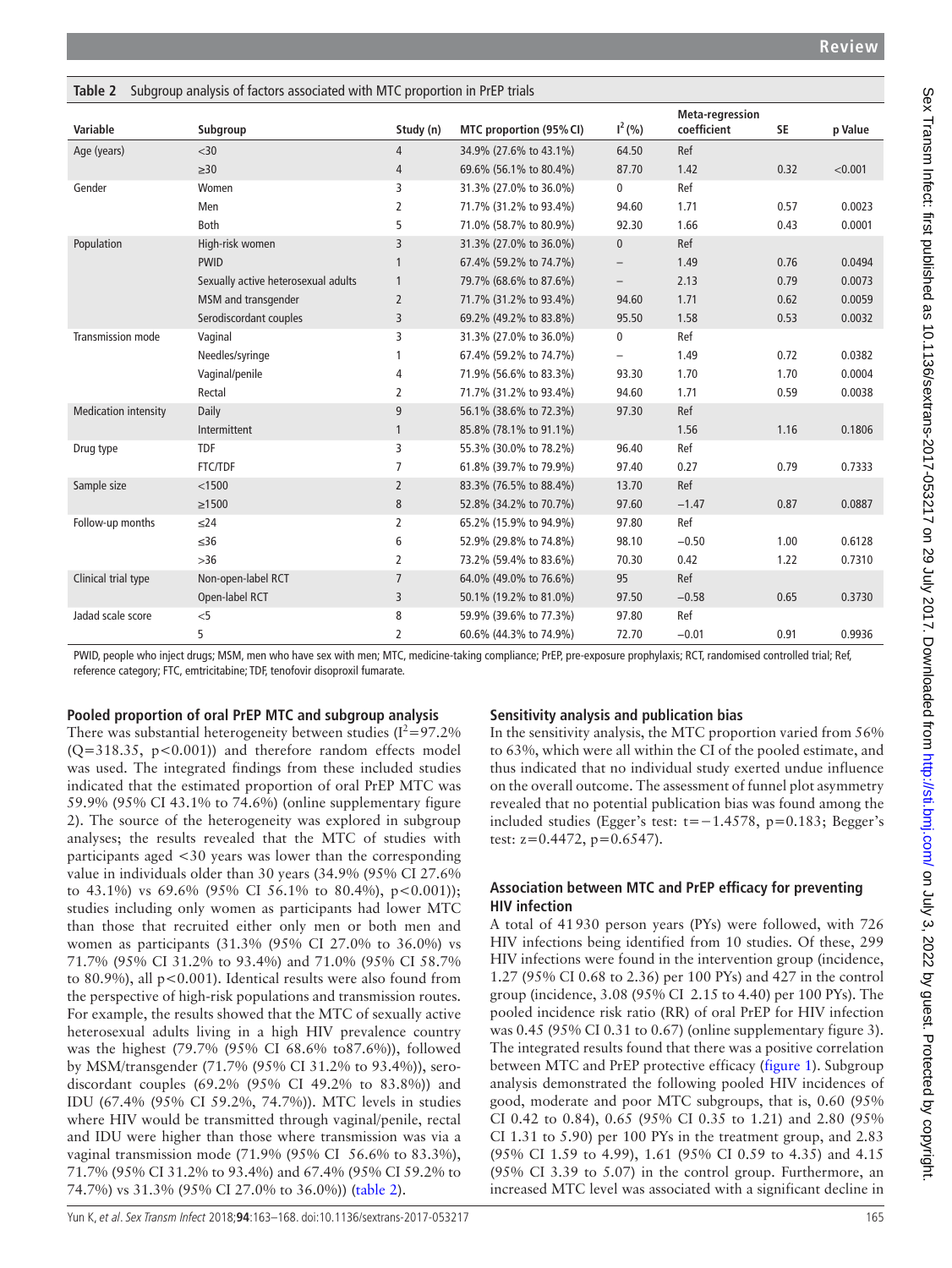**Table 2** Subgroup analysis of factors associated with MTC proportion in PrEP trials

| Variable | Subgroup | Study (n) | MTC proportion (95% CI) | $I^2$ (%) | Meta-regression coefficient | SE | p Value |
|---|---|---|---|---|---|---|---|
| Age (years) | <30 | 4 | 34.9% (27.6% to 43.1%) | 64.50 | Ref | | |
| | ≥30 | 4 | 69.6% (56.1% to 80.4%) | 87.70 | 1.42 | 0.32 | <0.001 |
| Gender | Women | 3 | 31.3% (27.0% to 36.0%) | 0 | Ref | | |
| | Men | 2 | 71.7% (31.2% to 93.4%) | 94.60 | 1.71 | 0.57 | 0.0023 |
| | Both | 5 | 71.0% (58.7% to 80.9%) | 92.30 | 1.66 | 0.43 | 0.0001 |
| Population | High-risk women | 3 | 31.3% (27.0% to 36.0%) | 0 | Ref | | |
| | PWID | 1 | 67.4% (59.2% to 74.7%) | – | 1.49 | 0.76 | 0.0494 |
| | Sexually active heterosexual adults | 1 | 79.7% (68.6% to 87.6%) | – | 2.13 | 0.79 | 0.0073 |
| | MSM and transgender | 2 | 71.7% (31.2% to 93.4%) | 94.60 | 1.71 | 0.62 | 0.0059 |
| | Serodiscordant couples | 3 | 69.2% (49.2% to 83.8%) | 95.50 | 1.58 | 0.53 | 0.0032 |
| Transmission mode | Vaginal | 3 | 31.3% (27.0% to 36.0%) | 0 | Ref | | |
| | Needles/syringe | 1 | 67.4% (59.2% to 74.7%) | – | 1.49 | 0.72 | 0.0382 |
| | Vaginal/penile | 4 | 71.9% (56.6% to 83.3%) | 93.30 | 1.70 | 1.70 | 0.0004 |
| | Rectal | 2 | 71.7% (31.2% to 93.4%) | 94.60 | 1.71 | 0.59 | 0.0038 |
| Medication intensity | Daily | 9 | 56.1% (38.6% to 72.3%) | 97.30 | Ref | | |
| | Intermittent | 1 | 85.8% (78.1% to 91.1%) | | 1.56 | 1.16 | 0.1806 |
| Drug type | TDF | 3 | 55.3% (30.0% to 78.2%) | 96.40 | Ref | | |
| | FTC/TDF | 7 | 61.8% (39.7% to 79.9%) | 97.40 | 0.27 | 0.79 | 0.7333 |
| Sample size | <1500 | 2 | 83.3% (76.5% to 88.4%) | 13.70 | Ref | | |
| | ≥1500 | 8 | 52.8% (34.2% to 70.7%) | 97.60 | −1.47 | 0.87 | 0.0887 |
| Follow-up months | ≤24 | 2 | 65.2% (15.9% to 94.9%) | 97.80 | Ref | | |
| | ≤36 | 6 | 52.9% (29.8% to 74.8%) | 98.10 | −0.50 | 1.00 | 0.6128 |
| | >36 | 2 | 73.2% (59.4% to 83.6%) | 70.30 | 0.42 | 1.22 | 0.7310 |
| Clinical trial type | Non-open-label RCT | 7 | 64.0% (49.0% to 76.6%) | 95 | Ref | | |
| | Open-label RCT | 3 | 50.1% (19.2% to 81.0%) | 97.50 | −0.58 | 0.65 | 0.3730 |
| Jadad scale score | <5 | 8 | 59.9% (39.6% to 77.3%) | 97.80 | Ref | | |
| | 5 | 2 | 60.6% (44.3% to 74.9%) | 72.70 | −0.01 | 0.91 | 0.9936 |

PWID, people who inject drugs; MSM, men who have sex with men; MTC, medicine-taking compliance; PrEP, pre-exposure prophylaxis; RCT, randomised controlled trial; Ref, reference category; FTC, emtricitabine; TDF, tenofovir disoproxil fumarate.

### Pooled proportion of oral PrEP MTC and subgroup analysis

There was substantial heterogeneity between studies ($I^2$=97.2% (Q=318.35, p<0.001)) and therefore random effects model was used. The integrated findings from these included studies indicated that the estimated proportion of oral PrEP MTC was 59.9% (95% CI 43.1% to 74.6%) (online supplementary figure 2). The source of the heterogeneity was explored in subgroup analyses; the results revealed that the MTC of studies with participants aged <30 years was lower than the corresponding value in individuals older than 30 years (34.9% (95% CI 27.6% to 43.1%) vs 69.6% (95% CI 56.1% to 80.4%), p<0.001)); studies including only women as participants had lower MTC than those that recruited either only men or both men and women as participants (31.3% (95% CI 27.0% to 36.0%) vs 71.7% (95% CI 31.2% to 93.4%) and 71.0% (95% CI 58.7% to 80.9%), all p<0.001). Identical results were also found from the perspective of high-risk populations and transmission routes. For example, the results showed that the MTC of sexually active heterosexual adults living in a high HIV prevalence country was the highest (79.7% (95% CI 68.6% to87.6%)), followed by MSM/transgender (71.7% (95% CI 31.2% to 93.4%)), serodiscordant couples (69.2% (95% CI 49.2% to 83.8%)) and IDU (67.4% (95% CI 59.2%, 74.7%)). MTC levels in studies where HIV would be transmitted through vaginal/penile, rectal and IDU were higher than those where transmission was via a vaginal transmission mode (71.9% (95% CI 56.6% to 83.3%), 71.7% (95% CI 31.2% to 93.4%) and 67.4% (95% CI 59.2% to 74.7%) vs 31.3% (95% CI 27.0% to 36.0%)) (table 2).

### Sensitivity analysis and publication bias

In the sensitivity analysis, the MTC proportion varied from 56% to 63%, which were all within the CI of the pooled estimate, and thus indicated that no individual study exerted undue influence on the overall outcome. The assessment of funnel plot asymmetry revealed that no potential publication bias was found among the included studies (Egger's test: t=−1.4578, p=0.183; Begger's test: z=0.4472, p=0.6547).

### Association between MTC and PrEP efficacy for preventing HIV infection

A total of 41 930 person years (PYs) were followed, with 726 HIV infections being identified from 10 studies. Of these, 299 HIV infections were found in the intervention group (incidence, 1.27 (95% CI 0.68 to 2.36) per 100 PYs) and 427 in the control group (incidence, 3.08 (95% CI 2.15 to 4.40) per 100 PYs). The pooled incidence risk ratio (RR) of oral PrEP for HIV infection was 0.45 (95% CI 0.31 to 0.67) (online supplementary figure 3). The integrated results found that there was a positive correlation between MTC and PrEP protective efficacy (figure 1). Subgroup analysis demonstrated the following pooled HIV incidences of good, moderate and poor MTC subgroups, that is, 0.60 (95% CI 0.42 to 0.84), 0.65 (95% CI 0.35 to 1.21) and 2.80 (95% CI 1.31 to 5.90) per 100 PYs in the treatment group, and 2.83 (95% CI 1.59 to 4.99), 1.61 (95% CI 0.59 to 4.35) and 4.15 (95% CI 3.39 to 5.07) in the control group. Furthermore, an increased MTC level was associated with a significant decline in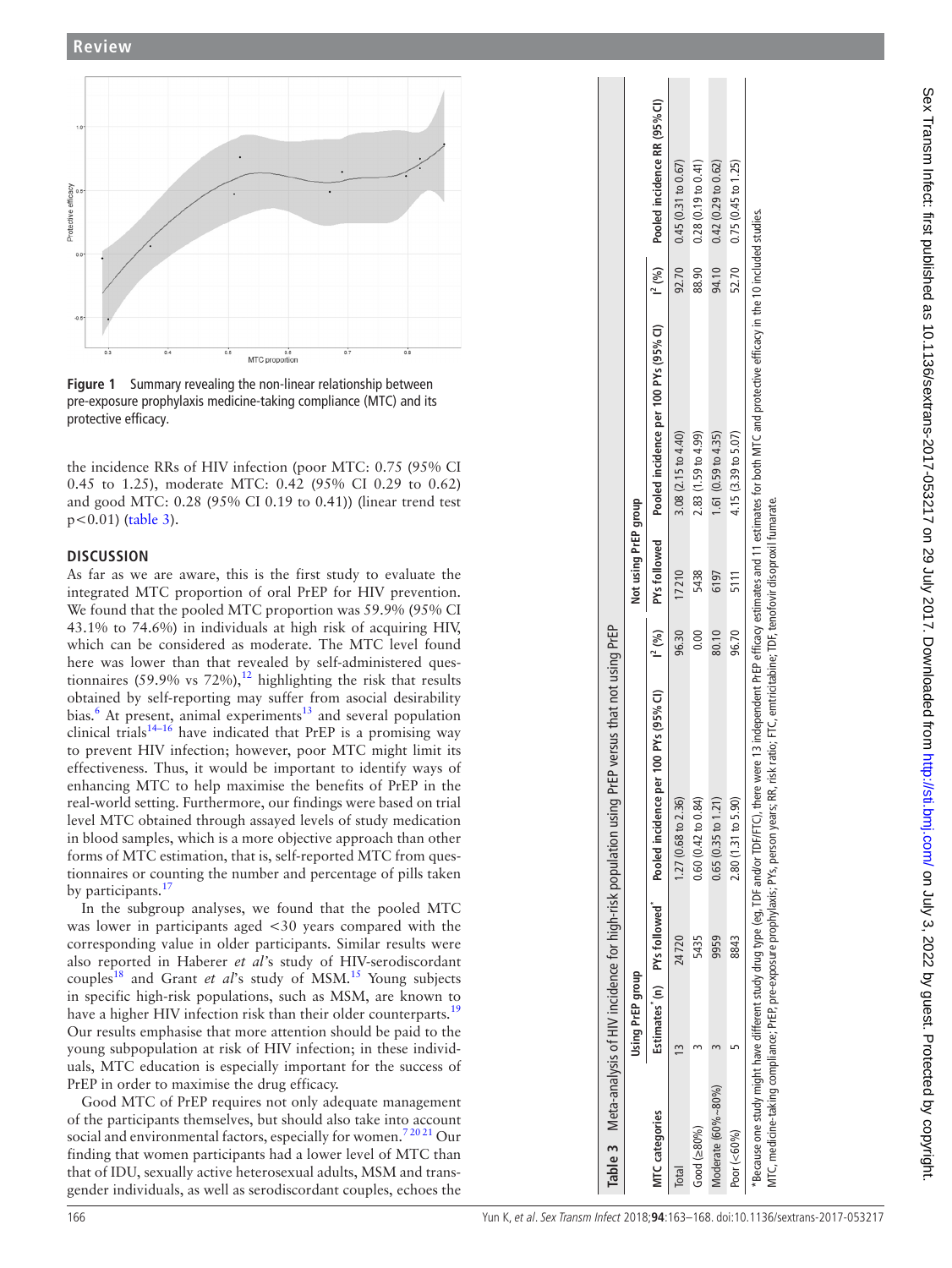Figure 1 Summary revealing the non-linear relationship between pre-exposure prophylaxis medicine-taking compliance (MTC) and its protective efficacy.

the incidence RRs of HIV infection (poor MTC: 0.75 (95% CI 0.45 to 1.25), moderate MTC: 0.42 (95% CI 0.29 to 0.62) and good MTC: 0.28 (95% CI 0.19 to 0.41)) (linear trend test $p<0.01$) (table 3).

## DISCUSSION

As far as we are aware, this is the first study to evaluate the integrated MTC proportion of oral PrEP for HIV prevention. We found that the pooled MTC proportion was 59.9% (95% CI 43.1% to 74.6%) in individuals at high risk of acquiring HIV, which can be considered as moderate. The MTC level found here was lower than that revealed by self-administered questionnaires (59.9% vs 72%),[12] highlighting the risk that results obtained by self-reporting may suffer from asocial desirability bias.[6] At present, animal experiments[13] and several population clinical trials[14–16] have indicated that PrEP is a promising way to prevent HIV infection; however, poor MTC might limit its effectiveness. Thus, it would be important to identify ways of enhancing MTC to help maximise the benefits of PrEP in the real-world setting. Furthermore, our findings were based on trial level MTC obtained through assayed levels of study medication in blood samples, which is a more objective approach than other forms of MTC estimation, that is, self-reported MTC from questionnaires or counting the number and percentage of pills taken by participants.[17]

In the subgroup analyses, we found that the pooled MTC was lower in participants aged <30 years compared with the corresponding value in older participants. Similar results were also reported in Haberer *et al*'s study of HIV-serodiscordant couples[18] and Grant *et al*'s study of MSM.[15] Young subjects in specific high-risk populations, such as MSM, are known to have a higher HIV infection risk than their older counterparts.[19] Our results emphasise that more attention should be paid to the young subpopulation at risk of HIV infection; in these individuals, MTC education is especially important for the success of PrEP in order to maximise the drug efficacy.

Good MTC of PrEP requires not only adequate management of the participants themselves, but should also take into account social and environmental factors, especially for women.[7 20 21] Our finding that women participants had a lower level of MTC than that of IDU, sexually active heterosexual adults, MSM and transgender individuals, as well as serodiscordant couples, echoes the

**Table 3** Meta-analysis of HIV incidence for high-risk population using PrEP versus that not using PrEP

| MTC categories | Using PrEP group | | | | Not using PrEP group | | | Pooled incidence RR (95% CI) |
|---|---|---|---|---|---|---|---|---|
| | Estimates* (n) | PYs followed | Pooled incidence per 100 PYs (95% CI) | $I^2$ (%) | PYs followed | Pooled incidence per 100 PYs (95% CI) | $I^2$ (%) | |
| Total | 13 | 24 720 | 1.27 (0.68 to 2.36) | 96.30 | 17 210 | 3.08 (2.15 to 4.40) | 92.70 | 0.45 (0.31 to 0.67) |
| Good (≥80%) | 3 | 5435 | 0.60 (0.42 to 0.84) | 0.00 | 5438 | 2.83 (1.59 to 4.99) | 88.90 | 0.28 (0.19 to 0.41) |
| Moderate (60%–80%) | 3 | 9959 | 0.65 (0.35 to 1.21) | 80.10 | 6197 | 1.61 (0.59 to 4.35) | 94.10 | 0.42 (0.29 to 0.62) |
| Poor (<60%) | 5 | 8843 | 2.80 (1.31 to 5.90) | 96.70 | 5111 | 4.15 (3.39 to 5.07) | 52.70 | 0.75 (0.45 to 1.25) |

*Because one study might have different study drug type (eg, TDF and/or TDF/FTC), there were 13 independent PrEP efficacy estimates and 11 estimates for both MTC and protective efficacy in the 10 included studies.
MTC, medicine-taking compliance; PrEP, pre-exposure prophylaxis; PYs, person years; RR, risk ratio; FTC, emtricitabine; TDF, tenofovir disoproxil fumarate.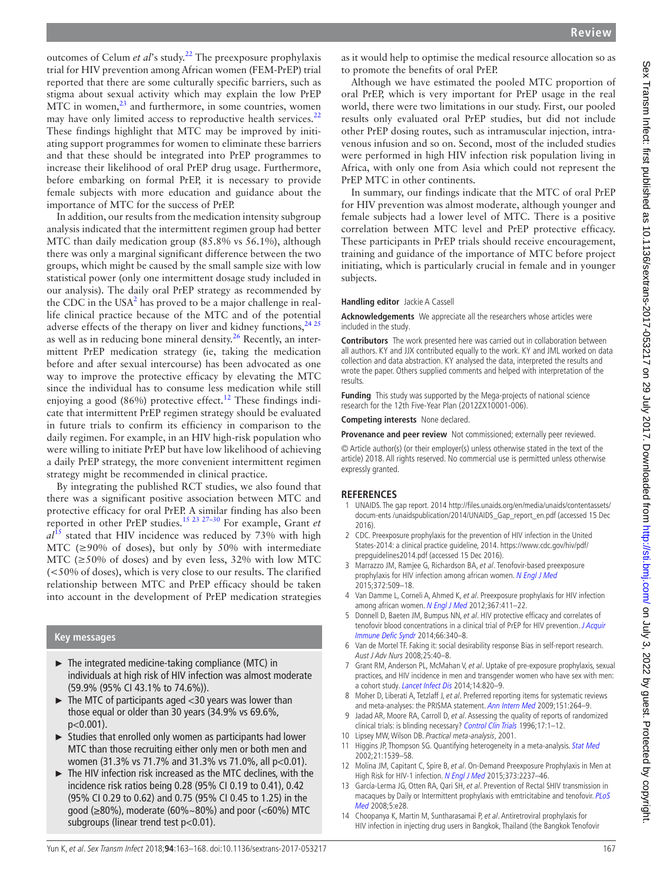outcomes of Celum *et al*'s study.[22] The preexposure prophylaxis trial for HIV prevention among African women (FEM-PrEP) trial reported that there are some culturally specific barriers, such as stigma about sexual activity which may explain the low PrEP MTC in women,[23] and furthermore, in some countries, women may have only limited access to reproductive health services.[22] These findings highlight that MTC may be improved by initiating support programmes for women to eliminate these barriers and that these should be integrated into PrEP programmes to increase their likelihood of oral PrEP drug usage. Furthermore, before embarking on formal PrEP, it is necessary to provide female subjects with more education and guidance about the importance of MTC for the success of PrEP.

In addition, our results from the medication intensity subgroup analysis indicated that the intermittent regimen group had better MTC than daily medication group (85.8% vs 56.1%), although there was only a marginal significant difference between the two groups, which might be caused by the small sample size with low statistical power (only one intermittent dosage study included in our analysis). The daily oral PrEP strategy as recommended by the CDC in the USA[2] has proved to be a major challenge in real-life clinical practice because of the MTC and of the potential adverse effects of the therapy on liver and kidney functions,[24 25] as well as in reducing bone mineral density.[26] Recently, an intermittent PrEP medication strategy (ie, taking the medication before and after sexual intercourse) has been advocated as one way to improve the protective efficacy by elevating the MTC since the individual has to consume less medication while still enjoying a good (86%) protective effect.[12] These findings indicate that intermittent PrEP regimen strategy should be evaluated in future trials to confirm its efficiency in comparison to the daily regimen. For example, in an HIV high-risk population who were willing to initiate PrEP but have low likelihood of achieving a daily PrEP strategy, the more convenient intermittent regimen strategy might be recommended in clinical practice.

By integrating the published RCT studies, we also found that there was a significant positive association between MTC and protective efficacy for oral PrEP. A similar finding has also been reported in other PrEP studies.[15 23 27–30] For example, Grant *et al*[15] stated that HIV incidence was reduced by 73% with high MTC (≥90% of doses), but only by 50% with intermediate MTC (≥50% of doses) and by even less, 32% with low MTC (<50% of doses), which is very close to our results. The clarified relationship between MTC and PrEP efficacy should be taken into account in the development of PrEP medication strategies as it would help to optimise the medical resource allocation so as to promote the benefits of oral PrEP.

Although we have estimated the pooled MTC proportion of oral PrEP, which is very important for PrEP usage in the real world, there were two limitations in our study. First, our pooled results only evaluated oral PrEP studies, but did not include other PrEP dosing routes, such as intramuscular injection, intravenous infusion and so on. Second, most of the included studies were performed in high HIV infection risk population living in Africa, with only one from Asia which could not represent the PrEP MTC in other continents.

In summary, our findings indicate that the MTC of oral PrEP for HIV prevention was almost moderate, although younger and female subjects had a lower level of MTC. There is a positive correlation between MTC level and PrEP protective efficacy. These participants in PrEP trials should receive encouragement, training and guidance of the importance of MTC before project initiating, which is particularly crucial in female and in younger subjects.

### Key messages

- The integrated medicine-taking compliance (MTC) in individuals at high risk of HIV infection was almost moderate (59.9% (95% CI 43.1% to 74.6%)).
- The MTC of participants aged <30 years was lower than those equal or older than 30 years (34.9% vs 69.6%, p<0.001).
- Studies that enrolled only women as participants had lower MTC than those recruiting either only men or both men and women (31.3% vs 71.7% and 31.3% vs 71.0%, all p<0.01).
- The HIV infection risk increased as the MTC declines, with the incidence risk ratios being 0.28 (95% CI 0.19 to 0.41), 0.42 (95% CI 0.29 to 0.62) and 0.75 (95% CI 0.45 to 1.25) in the good (≥80%), moderate (60%~80%) and poor (<60%) MTC subgroups (linear trend test p<0.01).

**Handling editor** Jackie A Cassell

**Acknowledgements** We appreciate all the researchers whose articles were included in the study.

**Contributors** The work presented here was carried out in collaboration between all authors. KY and JJX contributed equally to the work. KY and JML worked on data collection and data abstraction. KY analysed the data, interpreted the results and wrote the paper. Others supplied comments and helped with interpretation of the results.

**Funding** This study was supported by the Mega-projects of national science research for the 12th Five-Year Plan (2012ZX10001-006).

**Competing interests** None declared.

**Provenance and peer review** Not commissioned; externally peer reviewed.

© Article author(s) (or their employer(s) unless otherwise stated in the text of the article) 2018. All rights reserved. No commercial use is permitted unless otherwise expressly granted.

## REFERENCES

1. UNAIDS. The gap report. 2014 http://files.unaids.org/en/media/unaids/contentassets/docum-ents /unaidspublication/2014/UNAIDS_Gap_report_en.pdf (accessed 15 Dec 2016).
2. CDC. Preexposure prophylaxis for the prevention of HIV infection in the United States-2014: a clinical practice guideline, 2014. https://www.cdc.gov/hiv/pdf/prepguidelines2014.pdf (accessed 15 Dec 2016).
3. Marrazzo JM, Ramjee G, Richardson BA, *et al*. Tenofovir-based preexposure prophylaxis for HIV infection among african women. *N Engl J Med* 2015;372:509–18.
4. Van Damme L, Corneli A, Ahmed K, *et al*. Preexposure prophylaxis for HIV infection among african women. *N Engl J Med* 2012;367:411–22.
5. Donnell D, Baeten JM, Bumpus NN, *et al*. HIV protective efficacy and correlates of tenofovir blood concentrations in a clinical trial of PrEP for HIV prevention. *J Acquir Immune Defic Syndr* 2014;66:340–8.
6. Van de Mortel TF. Faking it: social desirability response Bias in self-report research. *Aust J Adv Nurs* 2008;25:40–8.
7. Grant RM, Anderson PL, McMahan V, *et al*. Uptake of pre-exposure prophylaxis, sexual practices, and HIV incidence in men and transgender women who have sex with men: a cohort study. *Lancet Infect Dis* 2014;14:820–9.
8. Moher D, Liberati A, Tetzlaff J, *et al*. Preferred reporting items for systematic reviews and meta-analyses: the PRISMA statement. *Ann Intern Med* 2009;151:264–9.
9. Jadad AR, Moore RA, Carroll D, *et al*. Assessing the quality of reports of randomized clinical trials: is blinding necessary? *Control Clin Trials* 1996;17:1–12.
10. Lipsey MW, Wilson DB. *Practical meta-analysis*, 2001.
11. Higgins JP, Thompson SG. Quantifying heterogeneity in a meta-analysis. *Stat Med* 2002;21:1539–58.
12. Molina JM, Capitant C, Spire B, *et al*. On-Demand Preexposure Prophylaxis in Men at High Risk for HIV-1 infection. *N Engl J Med* 2015;373:2237–46.
13. García-Lerma JG, Otten RA, Qari SH, *et al*. Prevention of Rectal SHIV transmission in macaques by Daily or Intermittent prophylaxis with emtricitabine and tenofovir. *PLoS Med* 2008;5:e28.
14. Choopanya K, Martin M, Suntharasamai P, *et al*. Antiretroviral prophylaxis for HIV infection in injecting drug users in Bangkok, Thailand (the Bangkok Tenofovir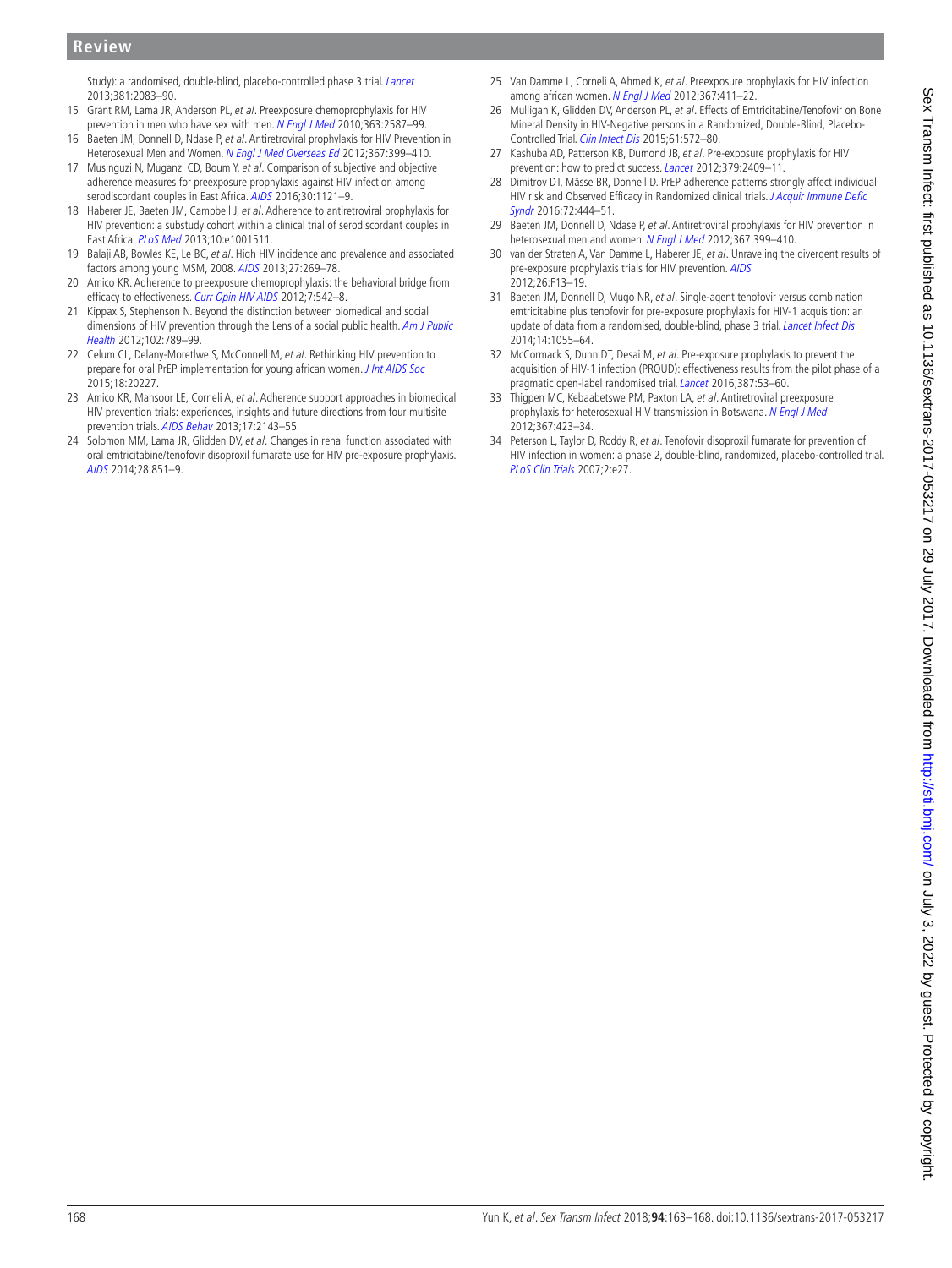Study): a randomised, double-blind, placebo-controlled phase 3 trial. *Lancet* 2013;381:2083–90.

15 Grant RM, Lama JR, Anderson PL, *et al*. Preexposure chemoprophylaxis for HIV prevention in men who have sex with men. *N Engl J Med* 2010;363:2587–99.
16 Baeten JM, Donnell D, Ndase P, *et al*. Antiretroviral prophylaxis for HIV Prevention in Heterosexual Men and Women. *N Engl J Med Overseas Ed* 2012;367:399–410.
17 Musinguzi N, Muganzi CD, Boum Y, *et al*. Comparison of subjective and objective adherence measures for preexposure prophylaxis against HIV infection among serodiscordant couples in East Africa. *AIDS* 2016;30:1121–9.
18 Haberer JE, Baeten JM, Campbell J, *et al*. Adherence to antiretroviral prophylaxis for HIV prevention: a substudy cohort within a clinical trial of serodiscordant couples in East Africa. *PLoS Med* 2013;10:e1001511.
19 Balaji AB, Bowles KE, Le BC, *et al*. High HIV incidence and prevalence and associated factors among young MSM, 2008. *AIDS* 2013;27:269–78.
20 Amico KR. Adherence to preexposure chemoprophylaxis: the behavioral bridge from efficacy to effectiveness. *Curr Opin HIV AIDS* 2012;7:542–8.
21 Kippax S, Stephenson N. Beyond the distinction between biomedical and social dimensions of HIV prevention through the Lens of a social public health. *Am J Public Health* 2012;102:789–99.
22 Celum CL, Delany-Moretlwe S, McConnell M, *et al*. Rethinking HIV prevention to prepare for oral PrEP implementation for young african women. *J Int AIDS Soc* 2015;18:20227.
23 Amico KR, Mansoor LE, Corneli A, *et al*. Adherence support approaches in biomedical HIV prevention trials: experiences, insights and future directions from four multisite prevention trials. *AIDS Behav* 2013;17:2143–55.
24 Solomon MM, Lama JR, Glidden DV, *et al*. Changes in renal function associated with oral emtricitabine/tenofovir disoproxil fumarate use for HIV pre-exposure prophylaxis. *AIDS* 2014;28:851–9.
25 Van Damme L, Corneli A, Ahmed K, *et al*. Preexposure prophylaxis for HIV infection among african women. *N Engl J Med* 2012;367:411–22.
26 Mulligan K, Glidden DV, Anderson PL, *et al*. Effects of Emtricitabine/Tenofovir on Bone Mineral Density in HIV-Negative persons in a Randomized, Double-Blind, Placebo-Controlled Trial. *Clin Infect Dis* 2015;61:572–80.
27 Kashuba AD, Patterson KB, Dumond JB, *et al*. Pre-exposure prophylaxis for HIV prevention: how to predict success. *Lancet* 2012;379:2409–11.
28 Dimitrov DT, Mâsse BR, Donnell D. PrEP adherence patterns strongly affect individual HIV risk and Observed Efficacy in Randomized clinical trials. *J Acquir Immune Defic Syndr* 2016;72:444–51.
29 Baeten JM, Donnell D, Ndase P, *et al*. Antiretroviral prophylaxis for HIV prevention in heterosexual men and women. *N Engl J Med* 2012;367:399–410.
30 van der Straten A, Van Damme L, Haberer JE, *et al*. Unraveling the divergent results of pre-exposure prophylaxis trials for HIV prevention. *AIDS* 2012;26:F13–19.
31 Baeten JM, Donnell D, Mugo NR, *et al*. Single-agent tenofovir versus combination emtricitabine plus tenofovir for pre-exposure prophylaxis for HIV-1 acquisition: an update of data from a randomised, double-blind, phase 3 trial. *Lancet Infect Dis* 2014;14:1055–64.
32 McCormack S, Dunn DT, Desai M, *et al*. Pre-exposure prophylaxis to prevent the acquisition of HIV-1 infection (PROUD): effectiveness results from the pilot phase of a pragmatic open-label randomised trial. *Lancet* 2016;387:53–60.
33 Thigpen MC, Kebaabetswe PM, Paxton LA, *et al*. Antiretroviral preexposure prophylaxis for heterosexual HIV transmission in Botswana. *N Engl J Med* 2012;367:423–34.
34 Peterson L, Taylor D, Roddy R, *et al*. Tenofovir disoproxil fumarate for prevention of HIV infection in women: a phase 2, double-blind, randomized, placebo-controlled trial. *PLoS Clin Trials* 2007;2:e27.